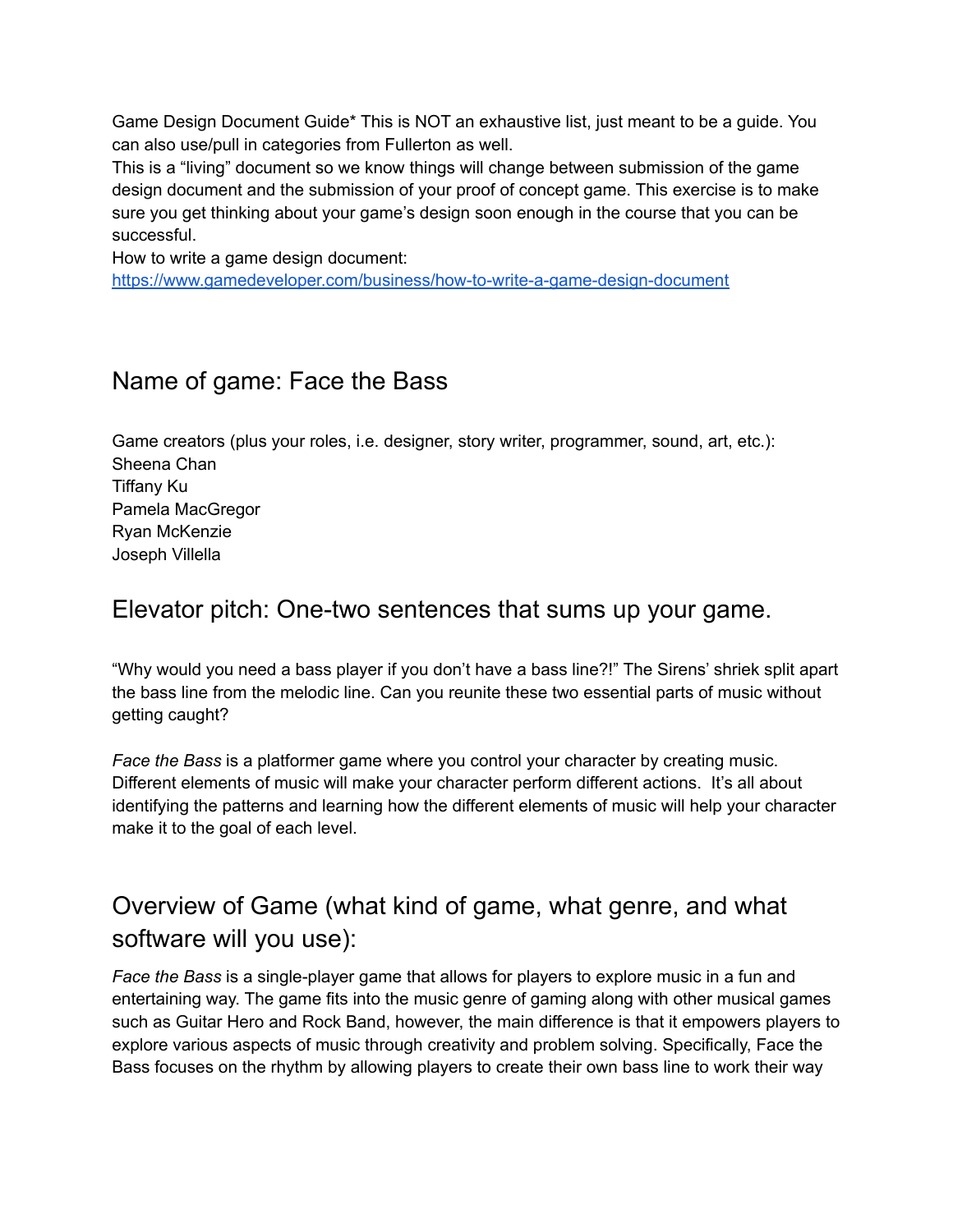Game Design Document Guide* This is NOT an exhaustive list, just meant to be a guide. You can also use/pull in categories from Fullerton as well.

This is a "living" document so we know things will change between submission of the game design document and the submission of your proof of concept game. This exercise is to make sure you get thinking about your game's design soon enough in the course that you can be successful.

How to write a game design document:
https://www.gamedeveloper.com/business/how-to-write-a-game-design-document

## Name of game: Face the Bass

Game creators (plus your roles, i.e. designer, story writer, programmer, sound, art, etc.):
Sheena Chan
Tiffany Ku
Pamela MacGregor
Ryan McKenzie
Joseph Villella

## Elevator pitch: One-two sentences that sums up your game.

"Why would you need a bass player if you don't have a bass line?!" The Sirens' shriek split apart the bass line from the melodic line. Can you reunite these two essential parts of music without getting caught?

*Face the Bass* is a platformer game where you control your character by creating music. Different elements of music will make your character perform different actions. It's all about identifying the patterns and learning how the different elements of music will help your character make it to the goal of each level.

## Overview of Game (what kind of game, what genre, and what software will you use):

*Face the Bass* is a single-player game that allows for players to explore music in a fun and entertaining way. The game fits into the music genre of gaming along with other musical games such as Guitar Hero and Rock Band, however, the main difference is that it empowers players to explore various aspects of music through creativity and problem solving. Specifically, Face the Bass focuses on the rhythm by allowing players to create their own bass line to work their way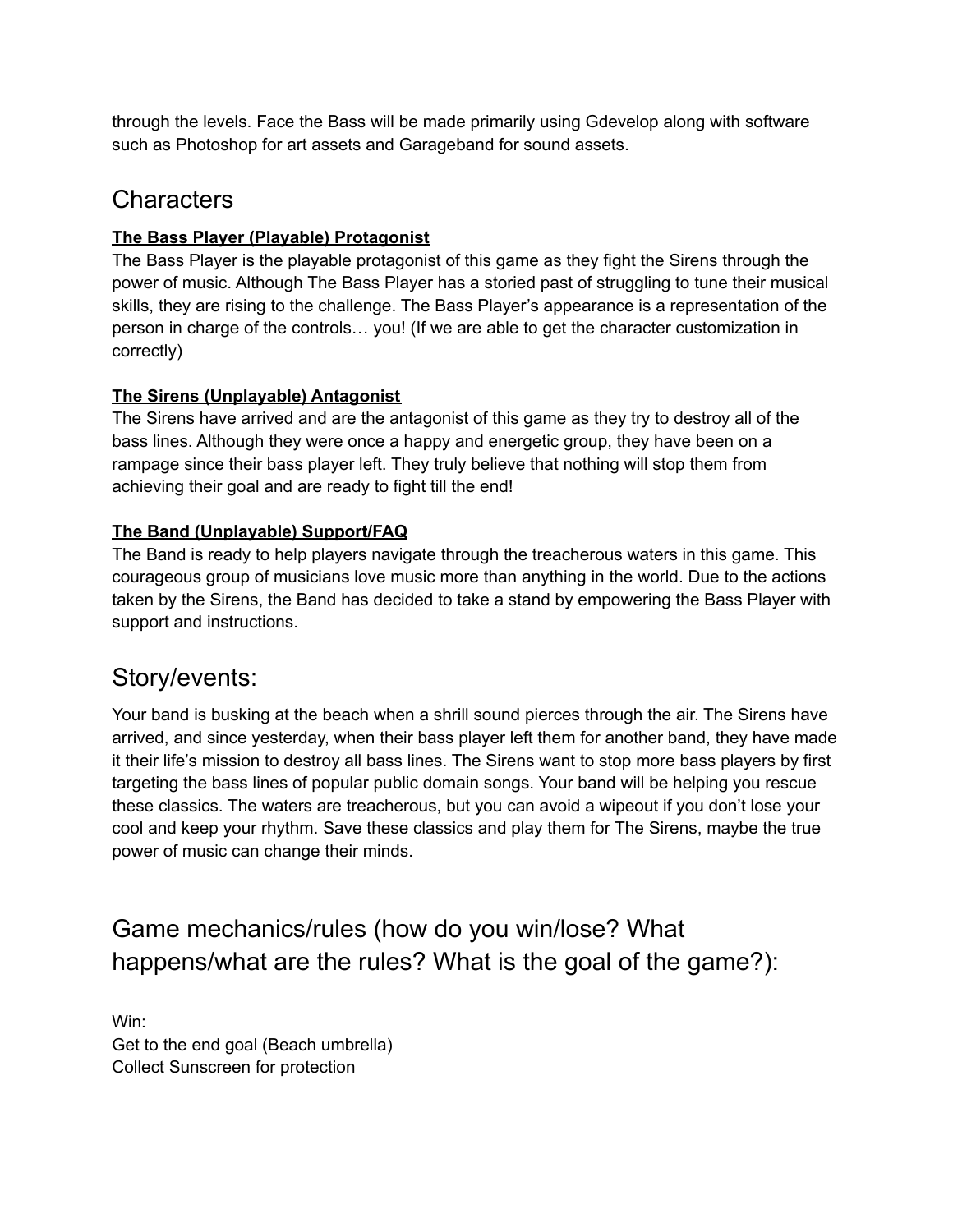through the levels. Face the Bass will be made primarily using Gdevelop along with software such as Photoshop for art assets and Garageband for sound assets.

## Characters

**The Bass Player (Playable) Protagonist**

The Bass Player is the playable protagonist of this game as they fight the Sirens through the power of music. Although The Bass Player has a storied past of struggling to tune their musical skills, they are rising to the challenge. The Bass Player's appearance is a representation of the person in charge of the controls… you! (If we are able to get the character customization in correctly)

**The Sirens (Unplayable) Antagonist**

The Sirens have arrived and are the antagonist of this game as they try to destroy all of the bass lines. Although they were once a happy and energetic group, they have been on a rampage since their bass player left. They truly believe that nothing will stop them from achieving their goal and are ready to fight till the end!

**The Band (Unplayable) Support/FAQ**

The Band is ready to help players navigate through the treacherous waters in this game. This courageous group of musicians love music more than anything in the world. Due to the actions taken by the Sirens, the Band has decided to take a stand by empowering the Bass Player with support and instructions.

## Story/events:

Your band is busking at the beach when a shrill sound pierces through the air. The Sirens have arrived, and since yesterday, when their bass player left them for another band, they have made it their life's mission to destroy all bass lines. The Sirens want to stop more bass players by first targeting the bass lines of popular public domain songs. Your band will be helping you rescue these classics. The waters are treacherous, but you can avoid a wipeout if you don't lose your cool and keep your rhythm. Save these classics and play them for The Sirens, maybe the true power of music can change their minds.

## Game mechanics/rules (how do you win/lose? What happens/what are the rules? What is the goal of the game?):

Win:
Get to the end goal (Beach umbrella)
Collect Sunscreen for protection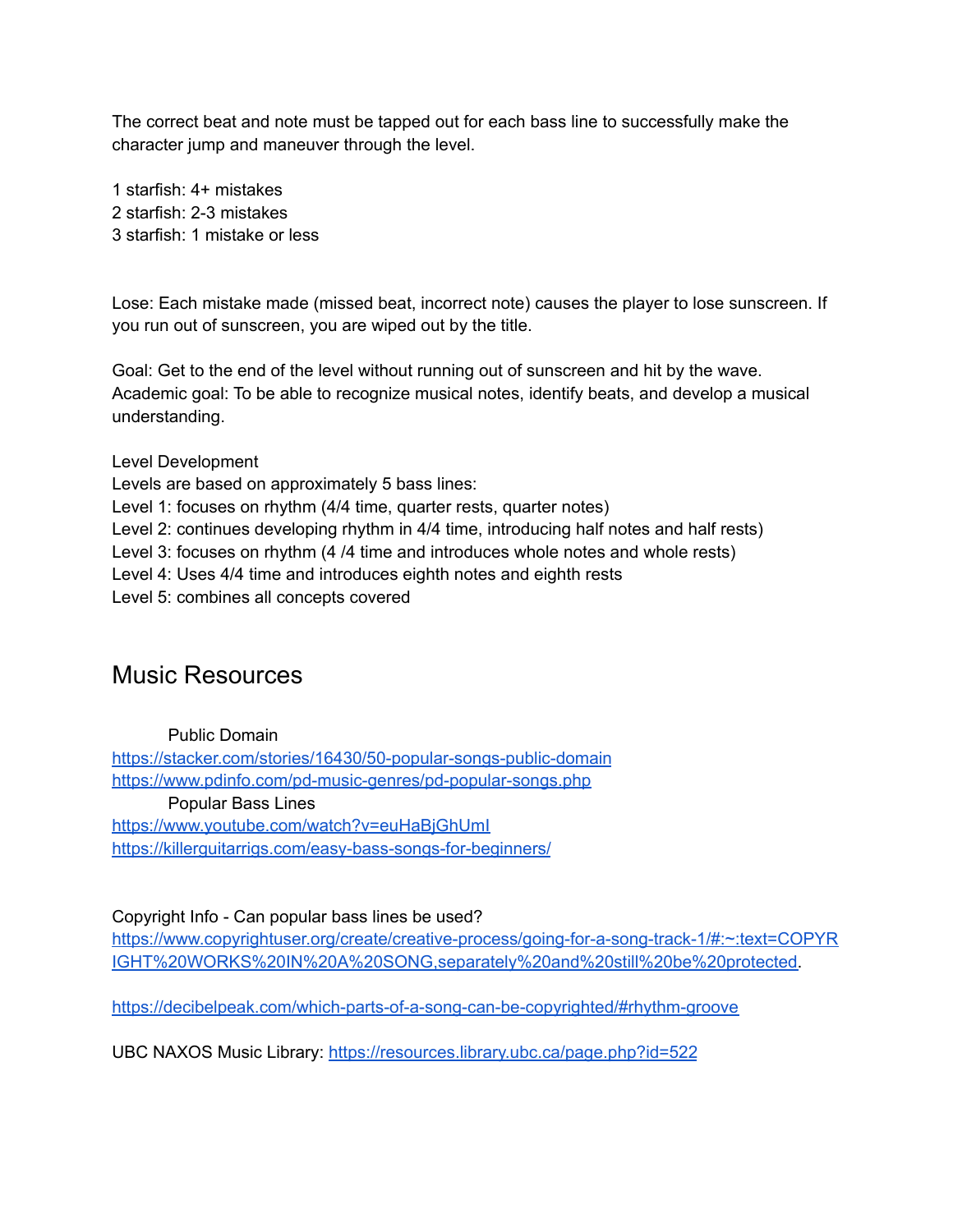The correct beat and note must be tapped out for each bass line to successfully make the character jump and maneuver through the level.

1 starfish: 4+ mistakes
2 starfish: 2-3 mistakes
3 starfish: 1 mistake or less

Lose: Each mistake made (missed beat, incorrect note) causes the player to lose sunscreen. If you run out of sunscreen, you are wiped out by the title.

Goal: Get to the end of the level without running out of sunscreen and hit by the wave.
Academic goal: To be able to recognize musical notes, identify beats, and develop a musical understanding.

Level Development
Levels are based on approximately 5 bass lines:
Level 1: focuses on rhythm (4/4 time, quarter rests, quarter notes)
Level 2: continues developing rhythm in 4/4 time, introducing half notes and half rests)
Level 3: focuses on rhythm (4 /4 time and introduces whole notes and whole rests)
Level 4: Uses 4/4 time and introduces eighth notes and eighth rests
Level 5: combines all concepts covered

## Music Resources

Public Domain
https://stacker.com/stories/16430/50-popular-songs-public-domain
https://www.pdinfo.com/pd-music-genres/pd-popular-songs.php
Popular Bass Lines
https://www.youtube.com/watch?v=euHaBjGhUmI
https://killerguitarrigs.com/easy-bass-songs-for-beginners/

Copyright Info - Can popular bass lines be used?
https://www.copyrightuser.org/create/creative-process/going-for-a-song-track-1/#:~:text=COPYRIGHT%20WORKS%20IN%20A%20SONG,separately%20and%20still%20be%20protected.

https://decibelpeak.com/which-parts-of-a-song-can-be-copyrighted/#rhythm-groove

UBC NAXOS Music Library: https://resources.library.ubc.ca/page.php?id=522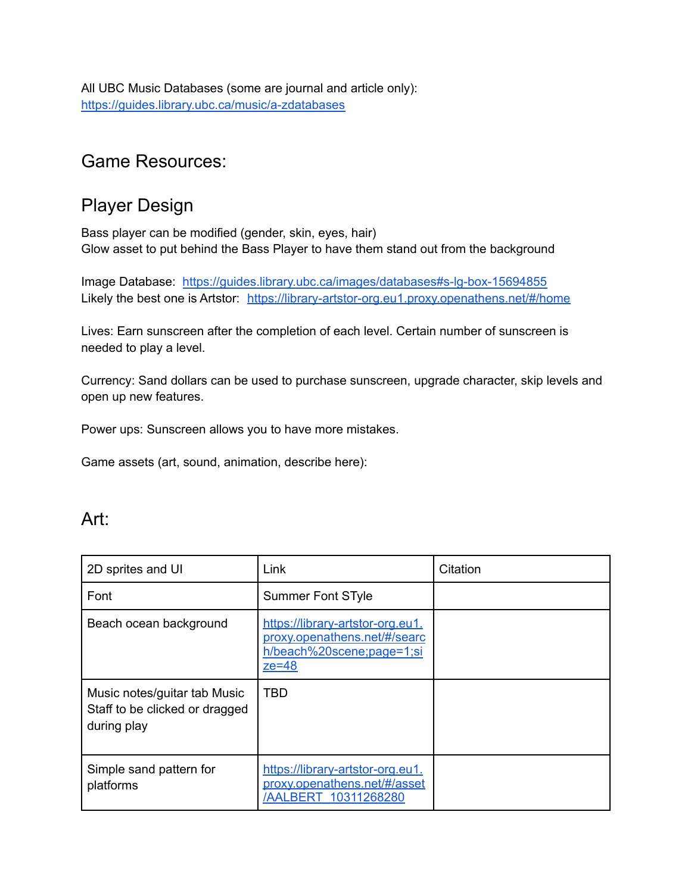All UBC Music Databases (some are journal and article only):
https://guides.library.ubc.ca/music/a-zdatabases

## Game Resources:

## Player Design

Bass player can be modified (gender, skin, eyes, hair)
Glow asset to put behind the Bass Player to have them stand out from the background

Image Database: https://guides.library.ubc.ca/images/databases#s-lg-box-15694855
Likely the best one is Artstor: https://library-artstor-org.eu1.proxy.openathens.net/#/home

Lives: Earn sunscreen after the completion of each level. Certain number of sunscreen is needed to play a level.

Currency: Sand dollars can be used to purchase sunscreen, upgrade character, skip levels and open up new features.

Power ups: Sunscreen allows you to have more mistakes.

Game assets (art, sound, animation, describe here):

## Art:

| 2D sprites and UI | Link | Citation |
|---|---|---|
| Font | Summer Font STyle | |
| Beach ocean background | https://library-artstor-org.eu1.proxy.openathens.net/#/search/beach%20scene;page=1;size=48 | |
| Music notes/guitar tab Music Staff to be clicked or dragged during play | TBD | |
| Simple sand pattern for platforms | https://library-artstor-org.eu1.proxy.openathens.net/#/asset/AALBERT_10311268280 | |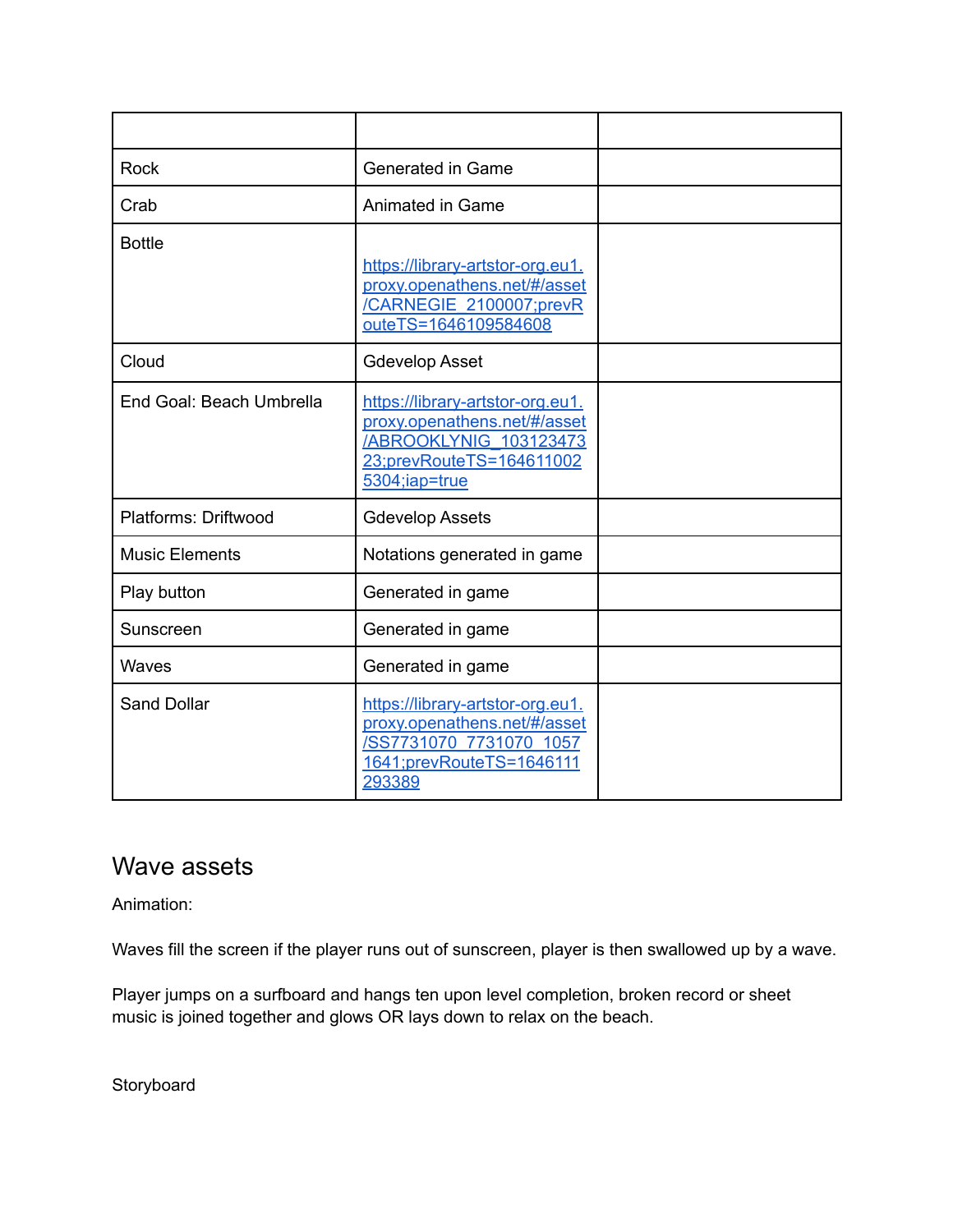| | | |
|---|---|---|
| Rock | Generated in Game | |
| Crab | Animated in Game | |
| Bottle | [https://library-artstor-org.eu1.proxy.openathens.net/#/asset/CARNEGIE_2100007;prevRouteTS=1646109584608](https://library-artstor-org.eu1.proxy.openathens.net/#/asset/CARNEGIE_2100007;prevRouteTS=1646109584608) | |
| Cloud | Gdevelop Asset | |
| End Goal: Beach Umbrella | [https://library-artstor-org.eu1.proxy.openathens.net/#/asset/ABROOKLYNIG_10312347323;prevRouteTS=1646110025304;iap=true](https://library-artstor-org.eu1.proxy.openathens.net/#/asset/ABROOKLYNIG_10312347323;prevRouteTS=1646110025304;iap=true) | |
| Platforms: Driftwood | Gdevelop Assets | |
| Music Elements | Notations generated in game | |
| Play button | Generated in game | |
| Sunscreen | Generated in game | |
| Waves | Generated in game | |
| Sand Dollar | [https://library-artstor-org.eu1.proxy.openathens.net/#/asset/SS7731070_7731070_10571641;prevRouteTS=1646111293389](https://library-artstor-org.eu1.proxy.openathens.net/#/asset/SS7731070_7731070_10571641;prevRouteTS=1646111293389) | |

## Wave assets

Animation:

Waves fill the screen if the player runs out of sunscreen, player is then swallowed up by a wave.

Player jumps on a surfboard and hangs ten upon level completion, broken record or sheet music is joined together and glows OR lays down to relax on the beach.

Storyboard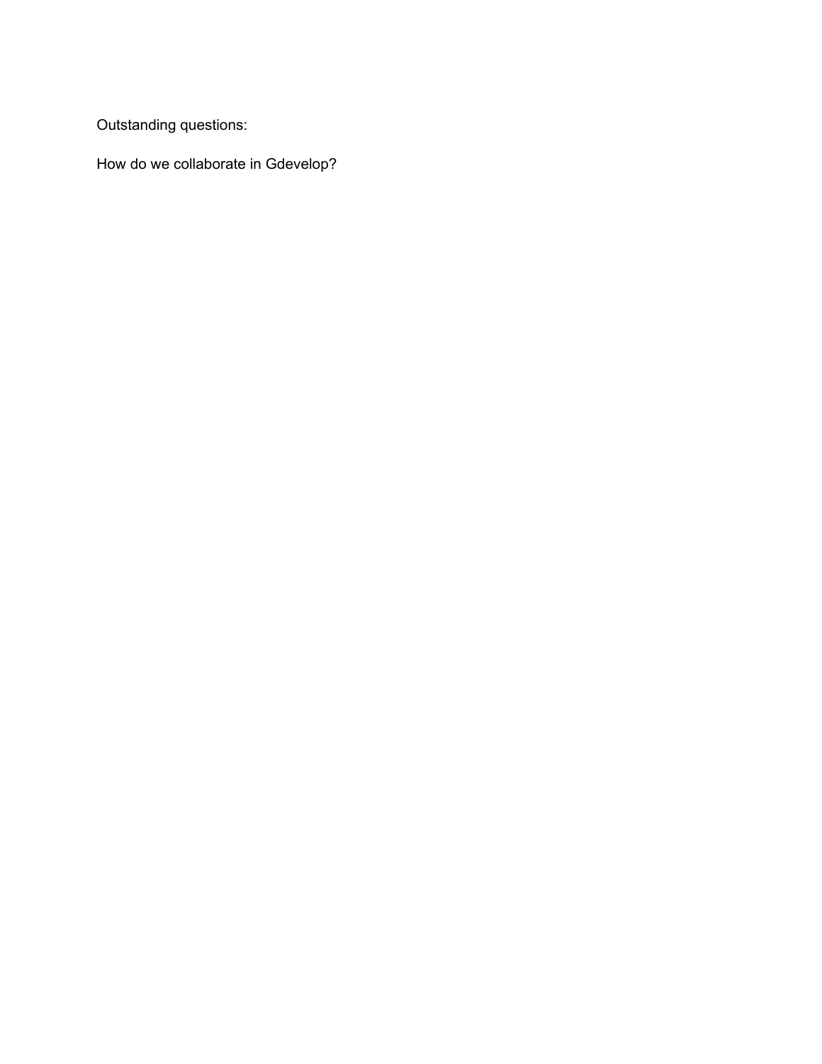Outstanding questions:

How do we collaborate in Gdevelop?